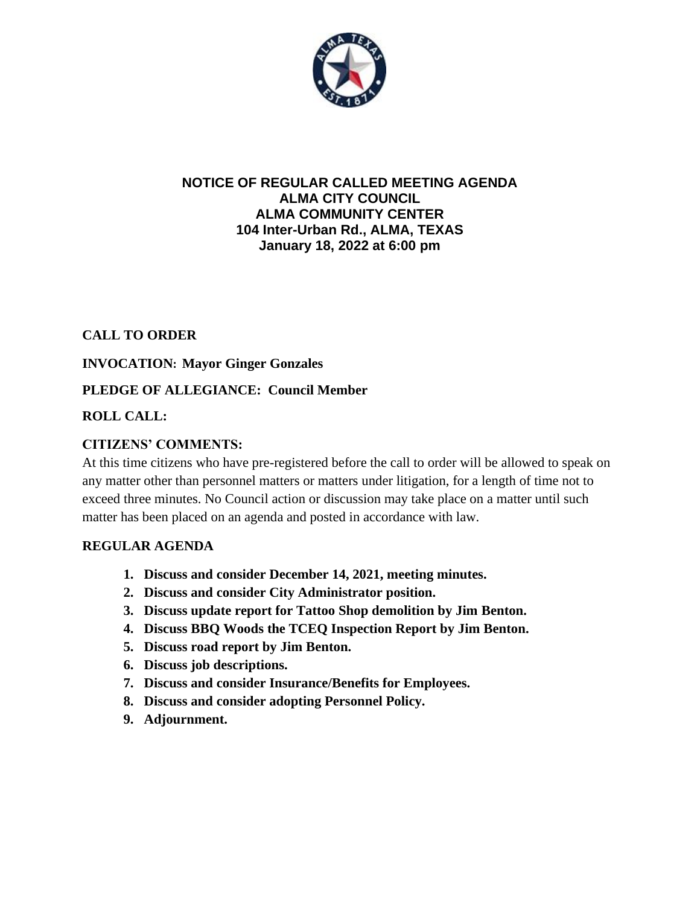# NOTICE OF REGULAR CALLED MEETING AGENDA
## ALMA CITY COUNCIL
## ALMA COMMUNITY CENTER
## 104 Inter-Urban Rd., ALMA, TEXAS
## January 18, 2022 at 6:00 pm

**CALL TO ORDER**

**INVOCATION: Mayor Ginger Gonzales**

**PLEDGE OF ALLEGIANCE: Council Member**

**ROLL CALL:**

**CITIZENS' COMMENTS:**

At this time citizens who have pre-registered before the call to order will be allowed to speak on any matter other than personnel matters or matters under litigation, for a length of time not to exceed three minutes. No Council action or discussion may take place on a matter until such matter has been placed on an agenda and posted in accordance with law.

**REGULAR AGENDA**

1. **Discuss and consider December 14, 2021, meeting minutes.**
2. **Discuss and consider City Administrator position.**
3. **Discuss update report for Tattoo Shop demolition by Jim Benton.**
4. **Discuss BBQ Woods the TCEQ Inspection Report by Jim Benton.**
5. **Discuss road report by Jim Benton.**
6. **Discuss job descriptions.**
7. **Discuss and consider Insurance/Benefits for Employees.**
8. **Discuss and consider adopting Personnel Policy.**
9. **Adjournment.**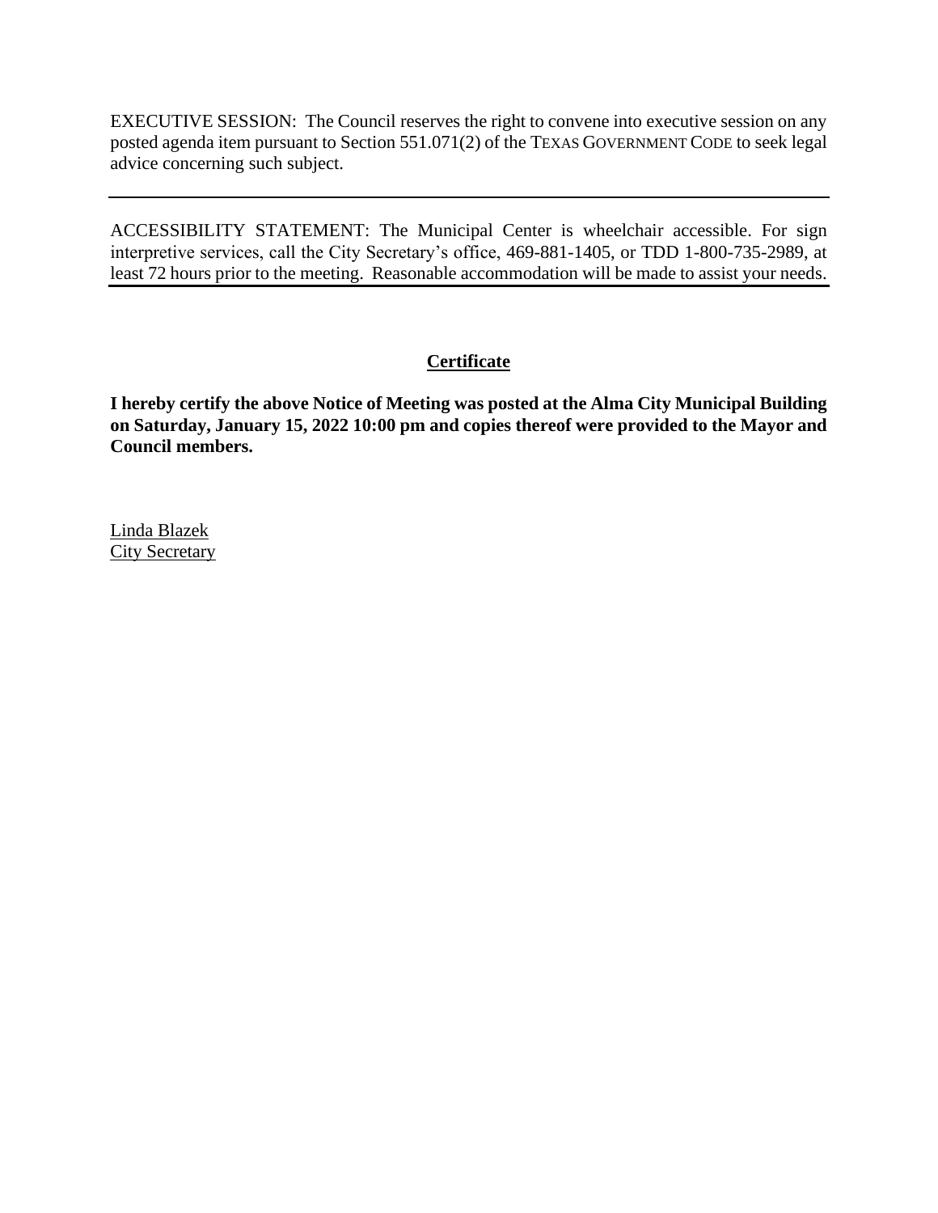EXECUTIVE SESSION: The Council reserves the right to convene into executive session on any posted agenda item pursuant to Section 551.071(2) of the TEXAS GOVERNMENT CODE to seek legal advice concerning such subject.

---

ACCESSIBILITY STATEMENT: The Municipal Center is wheelchair accessible. For sign interpretive services, call the City Secretary's office, 469-881-1405, or TDD 1-800-735-2989, at least 72 hours prior to the meeting. Reasonable accommodation will be made to assist your needs.

---

## Certificate

**I hereby certify the above Notice of Meeting was posted at the Alma City Municipal Building on Saturday, January 15, 2022 10:00 pm and copies thereof were provided to the Mayor and Council members.**

Linda Blazek
City Secretary